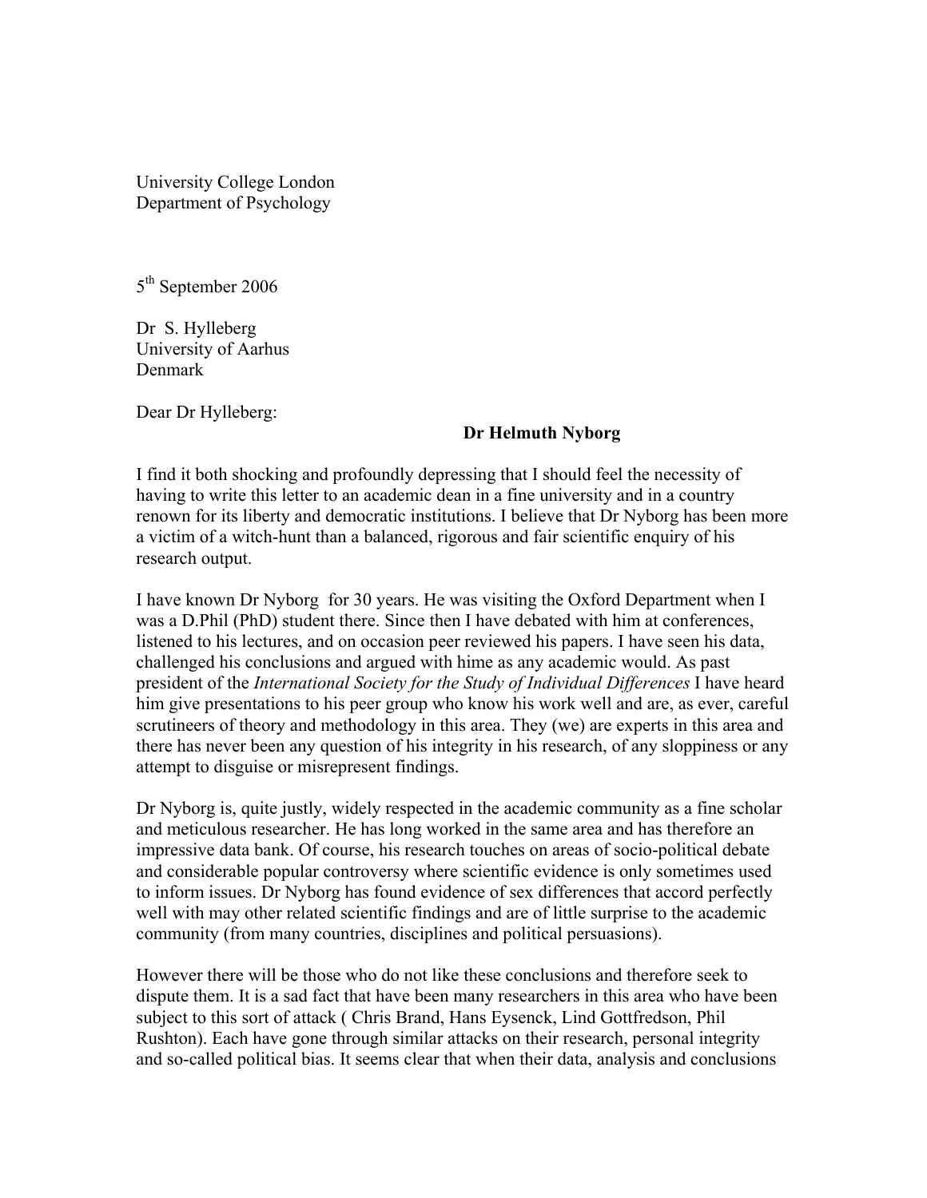University College London
Department of Psychology

5th September 2006

Dr S. Hylleberg
University of Aarhus
Denmark

Dear Dr Hylleberg:

**Dr Helmuth Nyborg**

I find it both shocking and profoundly depressing that I should feel the necessity of having to write this letter to an academic dean in a fine university and in a country renown for its liberty and democratic institutions. I believe that Dr Nyborg has been more a victim of a witch-hunt than a balanced, rigorous and fair scientific enquiry of his research output.

I have known Dr Nyborg for 30 years. He was visiting the Oxford Department when I was a D.Phil (PhD) student there. Since then I have debated with him at conferences, listened to his lectures, and on occasion peer reviewed his papers. I have seen his data, challenged his conclusions and argued with hime as any academic would. As past president of the *International Society for the Study of Individual Differences* I have heard him give presentations to his peer group who know his work well and are, as ever, careful scrutineers of theory and methodology in this area. They (we) are experts in this area and there has never been any question of his integrity in his research, of any sloppiness or any attempt to disguise or misrepresent findings.

Dr Nyborg is, quite justly, widely respected in the academic community as a fine scholar and meticulous researcher. He has long worked in the same area and has therefore an impressive data bank. Of course, his research touches on areas of socio-political debate and considerable popular controversy where scientific evidence is only sometimes used to inform issues. Dr Nyborg has found evidence of sex differences that accord perfectly well with may other related scientific findings and are of little surprise to the academic community (from many countries, disciplines and political persuasions).

However there will be those who do not like these conclusions and therefore seek to dispute them. It is a sad fact that have been many researchers in this area who have been subject to this sort of attack ( Chris Brand, Hans Eysenck, Lind Gottfredson, Phil Rushton). Each have gone through similar attacks on their research, personal integrity and so-called political bias. It seems clear that when their data, analysis and conclusions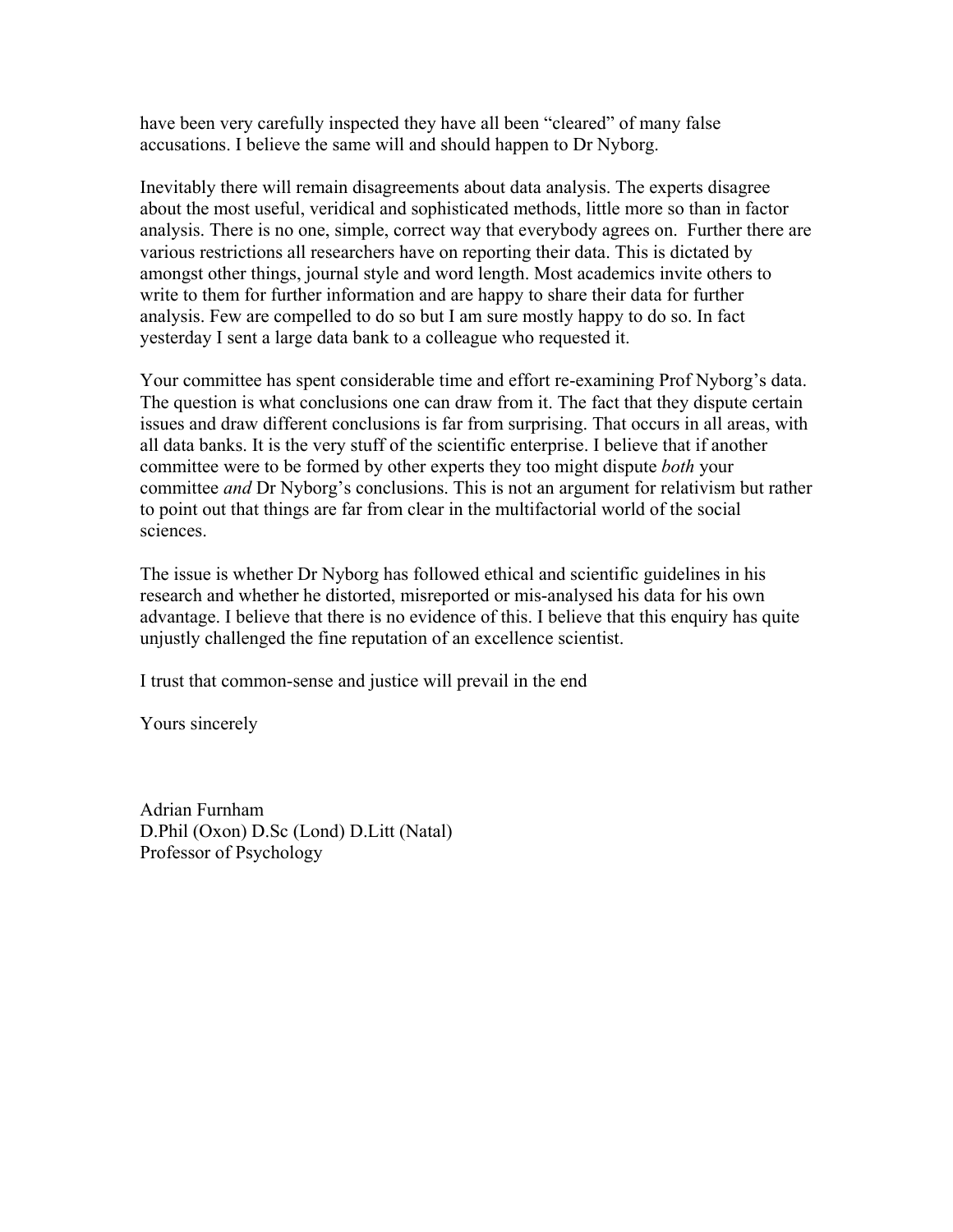have been very carefully inspected they have all been "cleared" of many false accusations. I believe the same will and should happen to Dr Nyborg.

Inevitably there will remain disagreements about data analysis. The experts disagree about the most useful, veridical and sophisticated methods, little more so than in factor analysis. There is no one, simple, correct way that everybody agrees on. Further there are various restrictions all researchers have on reporting their data. This is dictated by amongst other things, journal style and word length. Most academics invite others to write to them for further information and are happy to share their data for further analysis. Few are compelled to do so but I am sure mostly happy to do so. In fact yesterday I sent a large data bank to a colleague who requested it.

Your committee has spent considerable time and effort re-examining Prof Nyborg's data. The question is what conclusions one can draw from it. The fact that they dispute certain issues and draw different conclusions is far from surprising. That occurs in all areas, with all data banks. It is the very stuff of the scientific enterprise. I believe that if another committee were to be formed by other experts they too might dispute *both* your committee *and* Dr Nyborg's conclusions. This is not an argument for relativism but rather to point out that things are far from clear in the multifactorial world of the social sciences.

The issue is whether Dr Nyborg has followed ethical and scientific guidelines in his research and whether he distorted, misreported or mis-analysed his data for his own advantage. I believe that there is no evidence of this. I believe that this enquiry has quite unjustly challenged the fine reputation of an excellence scientist.

I trust that common-sense and justice will prevail in the end

Yours sincerely

Adrian Furnham
D.Phil (Oxon) D.Sc (Lond) D.Litt (Natal)
Professor of Psychology